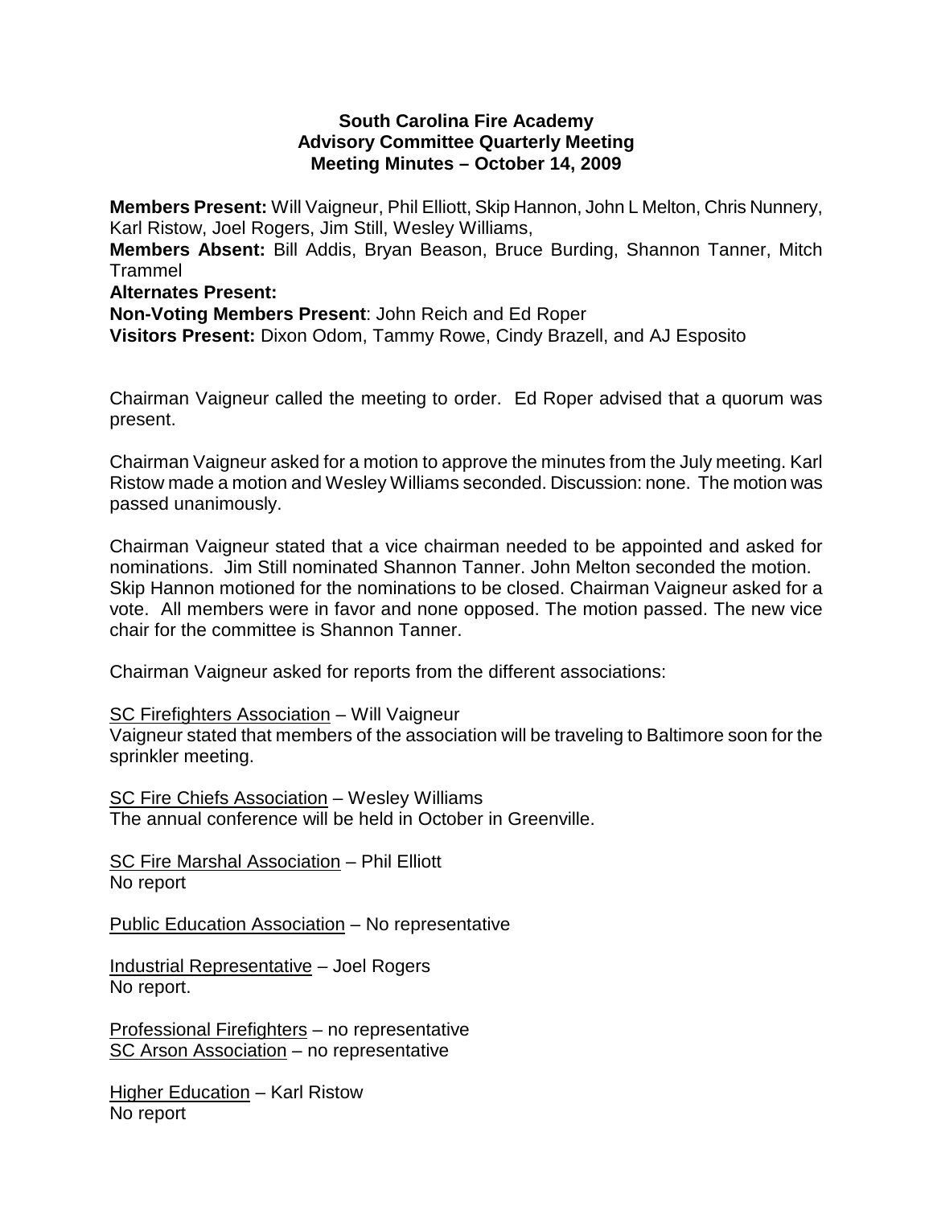# South Carolina Fire Academy
## Advisory Committee Quarterly Meeting
### Meeting Minutes – October 14, 2009

**Members Present:** Will Vaigneur, Phil Elliott, Skip Hannon, John L Melton, Chris Nunnery, Karl Ristow, Joel Rogers, Jim Still, Wesley Williams,
**Members Absent:** Bill Addis, Bryan Beason, Bruce Burding, Shannon Tanner, Mitch Trammel
**Alternates Present:**
**Non-Voting Members Present**: John Reich and Ed Roper
**Visitors Present:** Dixon Odom, Tammy Rowe, Cindy Brazell, and AJ Esposito

Chairman Vaigneur called the meeting to order. Ed Roper advised that a quorum was present.

Chairman Vaigneur asked for a motion to approve the minutes from the July meeting. Karl Ristow made a motion and Wesley Williams seconded. Discussion: none. The motion was passed unanimously.

Chairman Vaigneur stated that a vice chairman needed to be appointed and asked for nominations. Jim Still nominated Shannon Tanner. John Melton seconded the motion. Skip Hannon motioned for the nominations to be closed. Chairman Vaigneur asked for a vote. All members were in favor and none opposed. The motion passed. The new vice chair for the committee is Shannon Tanner.

Chairman Vaigneur asked for reports from the different associations:

<u>SC Firefighters Association</u> – Will Vaigneur
Vaigneur stated that members of the association will be traveling to Baltimore soon for the sprinkler meeting.

<u>SC Fire Chiefs Association</u> – Wesley Williams
The annual conference will be held in October in Greenville.

<u>SC Fire Marshal Association</u> – Phil Elliott
No report

<u>Public Education Association</u> – No representative

<u>Industrial Representative</u> – Joel Rogers
No report.

<u>Professional Firefighters</u> – no representative
<u>SC Arson Association</u> – no representative

<u>Higher Education</u> – Karl Ristow
No report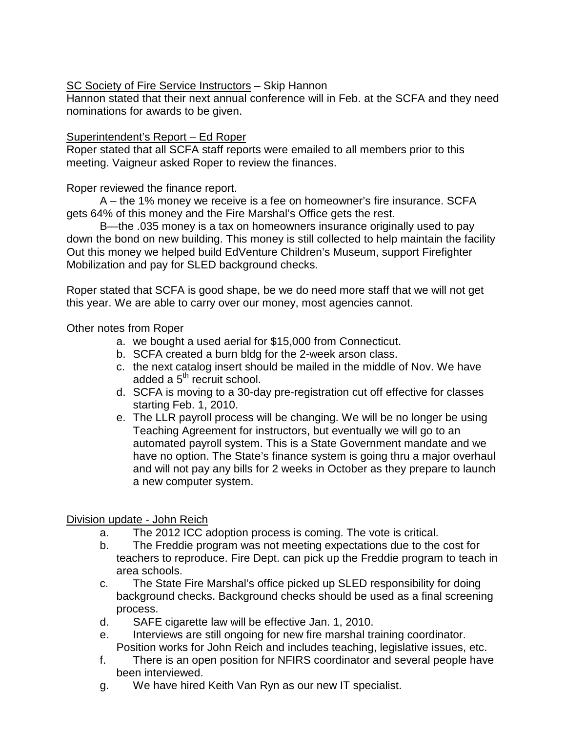SC Society of Fire Service Instructors – Skip Hannon

Hannon stated that their next annual conference will in Feb. at the SCFA and they need nominations for awards to be given.

Superintendent's Report – Ed Roper

Roper stated that all SCFA staff reports were emailed to all members prior to this meeting. Vaigneur asked Roper to review the finances.

Roper reviewed the finance report.

A – the 1% money we receive is a fee on homeowner's fire insurance. SCFA gets 64% of this money and the Fire Marshal's Office gets the rest.

B—the .035 money is a tax on homeowners insurance originally used to pay down the bond on new building. This money is still collected to help maintain the facility Out this money we helped build EdVenture Children's Museum, support Firefighter Mobilization and pay for SLED background checks.

Roper stated that SCFA is good shape, be we do need more staff that we will not get this year. We are able to carry over our money, most agencies cannot.

Other notes from Roper

a. we bought a used aerial for $15,000 from Connecticut.
b. SCFA created a burn bldg for the 2-week arson class.
c. the next catalog insert should be mailed in the middle of Nov. We have added a 5th recruit school.
d. SCFA is moving to a 30-day pre-registration cut off effective for classes starting Feb. 1, 2010.
e. The LLR payroll process will be changing. We will be no longer be using Teaching Agreement for instructors, but eventually we will go to an automated payroll system. This is a State Government mandate and we have no option. The State's finance system is going thru a major overhaul and will not pay any bills for 2 weeks in October as they prepare to launch a new computer system.

Division update - John Reich

a. The 2012 ICC adoption process is coming. The vote is critical.
b. The Freddie program was not meeting expectations due to the cost for teachers to reproduce. Fire Dept. can pick up the Freddie program to teach in area schools.
c. The State Fire Marshal's office picked up SLED responsibility for doing background checks. Background checks should be used as a final screening process.
d. SAFE cigarette law will be effective Jan. 1, 2010.
e. Interviews are still ongoing for new fire marshal training coordinator. Position works for John Reich and includes teaching, legislative issues, etc.
f. There is an open position for NFIRS coordinator and several people have been interviewed.
g. We have hired Keith Van Ryn as our new IT specialist.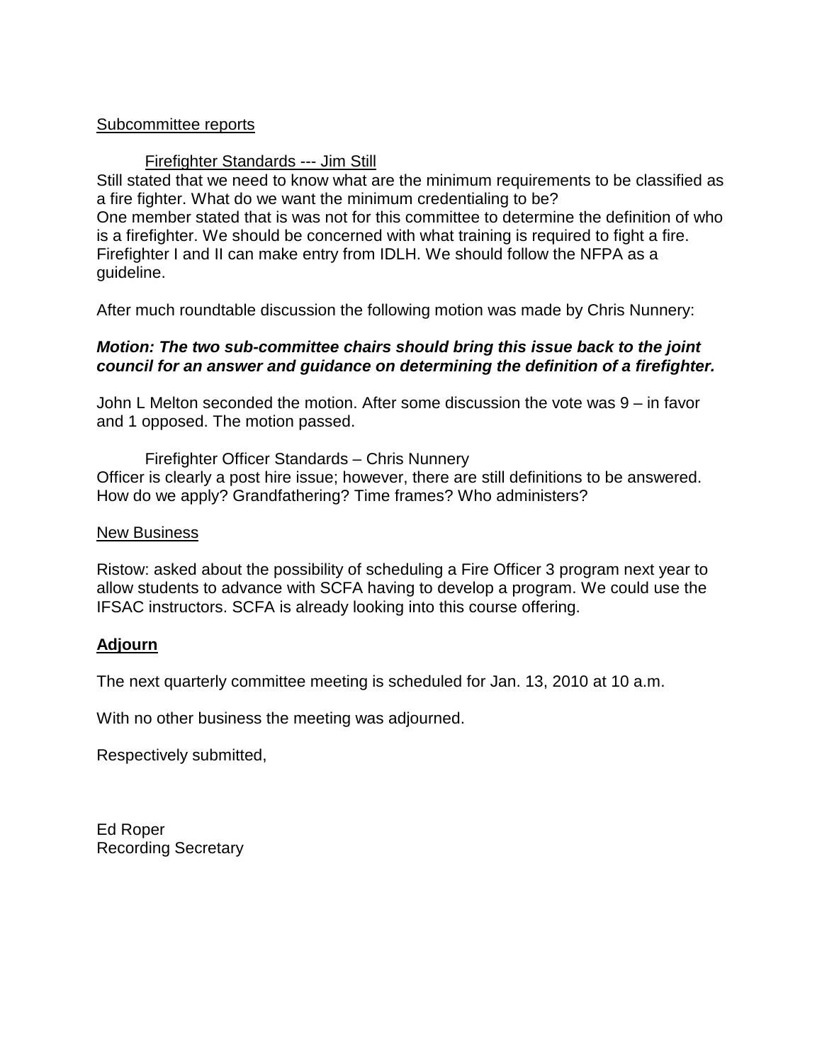Subcommittee reports

Firefighter Standards --- Jim Still

Still stated that we need to know what are the minimum requirements to be classified as a fire fighter. What do we want the minimum credentialing to be?
One member stated that is was not for this committee to determine the definition of who is a firefighter. We should be concerned with what training is required to fight a fire. Firefighter I and II can make entry from IDLH. We should follow the NFPA as a guideline.

After much roundtable discussion the following motion was made by Chris Nunnery:

***Motion: The two sub-committee chairs should bring this issue back to the joint council for an answer and guidance on determining the definition of a firefighter.***

John L Melton seconded the motion. After some discussion the vote was 9 – in favor and 1 opposed. The motion passed.

Firefighter Officer Standards – Chris Nunnery

Officer is clearly a post hire issue; however, there are still definitions to be answered. How do we apply? Grandfathering? Time frames? Who administers?

New Business

Ristow: asked about the possibility of scheduling a Fire Officer 3 program next year to allow students to advance with SCFA having to develop a program. We could use the IFSAC instructors. SCFA is already looking into this course offering.

**Adjourn**

The next quarterly committee meeting is scheduled for Jan. 13, 2010 at 10 a.m.

With no other business the meeting was adjourned.

Respectively submitted,

Ed Roper
Recording Secretary